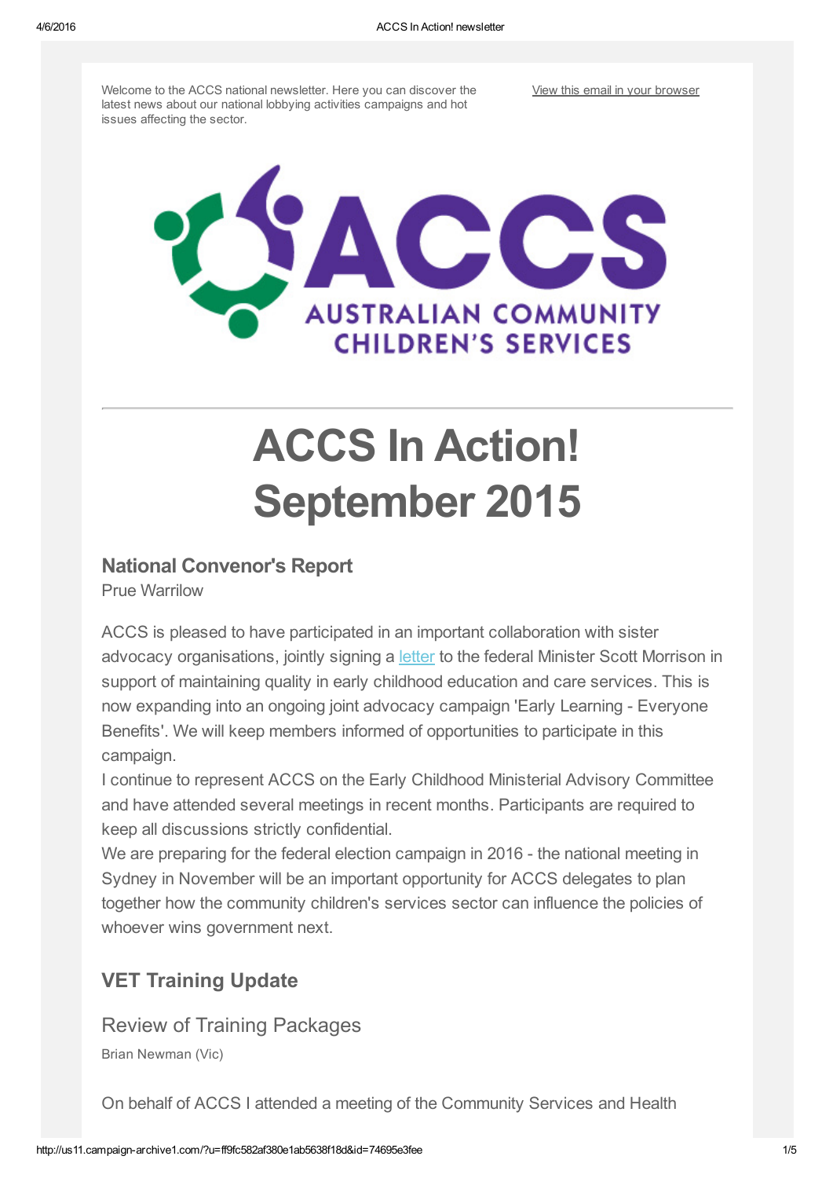Welcome to the ACCS national newsletter. Here you can discover the latest news about our national lobbying activities campaigns and hot issues affecting the sector.

View this email in your browser

AUSTRALIAN COMMUNITY CHILDREN'S SERVICES

# ACCS In Action! September 2015

## National Convenor's Report

Prue Warrilow

ACCS is pleased to have participated in an important collaboration with sister advocacy organisations, jointly signing a letter to the federal Minister Scott Morrison in support of maintaining quality in early childhood education and care services. This is now expanding into an ongoing joint advocacy campaign 'Early Learning - Everyone Benefits'. We will keep members informed of opportunities to participate in this campaign.

I continue to represent ACCS on the Early Childhood Ministerial Advisory Committee and have attended several meetings in recent months. Participants are required to keep all discussions strictly confidential.

We are preparing for the federal election campaign in 2016 - the national meeting in Sydney in November will be an important opportunity for ACCS delegates to plan together how the community children's services sector can influence the policies of whoever wins government next.

## VET Training Update

### Review of Training Packages

Brian Newman (Vic)

On behalf of ACCS I attended a meeting of the Community Services and Health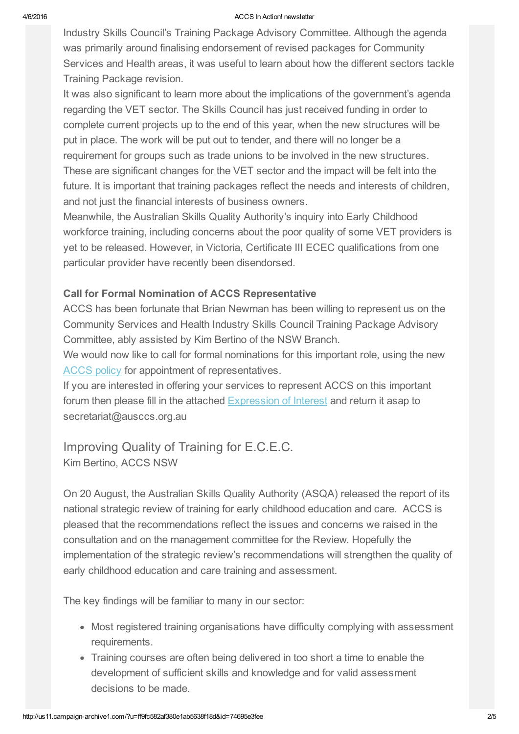Industry Skills Council's Training Package Advisory Committee. Although the agenda was primarily around finalising endorsement of revised packages for Community Services and Health areas, it was useful to learn about how the different sectors tackle Training Package revision.

It was also significant to learn more about the implications of the government's agenda regarding the VET sector. The Skills Council has just received funding in order to complete current projects up to the end of this year, when the new structures will be put in place. The work will be put out to tender, and there will no longer be a requirement for groups such as trade unions to be involved in the new structures. These are significant changes for the VET sector and the impact will be felt into the future. It is important that training packages reflect the needs and interests of children, and not just the financial interests of business owners.

Meanwhile, the Australian Skills Quality Authority's inquiry into Early Childhood workforce training, including concerns about the poor quality of some VET providers is yet to be released. However, in Victoria, Certificate III ECEC qualifications from one particular provider have recently been disendorsed.

**Call for Formal Nomination of ACCS Representative**

ACCS has been fortunate that Brian Newman has been willing to represent us on the Community Services and Health Industry Skills Council Training Package Advisory Committee, ably assisted by Kim Bertino of the NSW Branch.

We would now like to call for formal nominations for this important role, using the new ACCS policy for appointment of representatives.

If you are interested in offering your services to represent ACCS on this important forum then please fill in the attached Expression of Interest and return it asap to secretariat@ausccs.org.au

## Improving Quality of Training for E.C.E.C.

Kim Bertino, ACCS NSW

On 20 August, the Australian Skills Quality Authority (ASQA) released the report of its national strategic review of training for early childhood education and care. ACCS is pleased that the recommendations reflect the issues and concerns we raised in the consultation and on the management committee for the Review. Hopefully the implementation of the strategic review's recommendations will strengthen the quality of early childhood education and care training and assessment.

The key findings will be familiar to many in our sector:

- Most registered training organisations have difficulty complying with assessment requirements.
- Training courses are often being delivered in too short a time to enable the development of sufficient skills and knowledge and for valid assessment decisions to be made.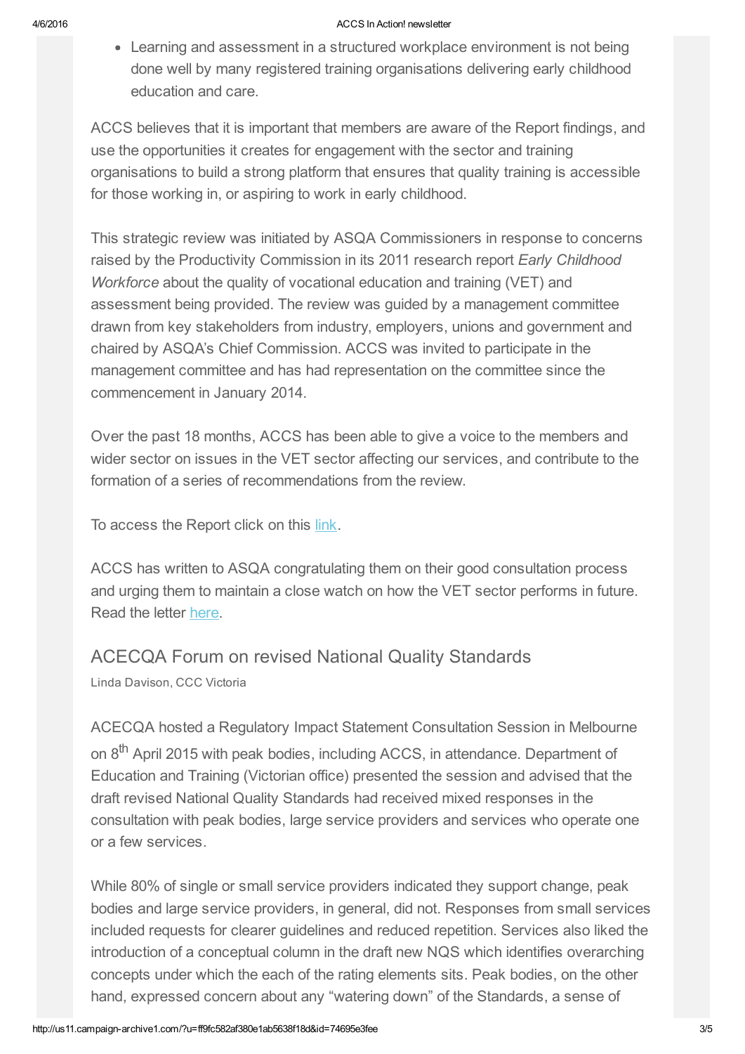- Learning and assessment in a structured workplace environment is not being done well by many registered training organisations delivering early childhood education and care.

ACCS believes that it is important that members are aware of the Report findings, and use the opportunities it creates for engagement with the sector and training organisations to build a strong platform that ensures that quality training is accessible for those working in, or aspiring to work in early childhood.

This strategic review was initiated by ASQA Commissioners in response to concerns raised by the Productivity Commission in its 2011 research report *Early Childhood Workforce* about the quality of vocational education and training (VET) and assessment being provided. The review was guided by a management committee drawn from key stakeholders from industry, employers, unions and government and chaired by ASQA's Chief Commission. ACCS was invited to participate in the management committee and has had representation on the committee since the commencement in January 2014.

Over the past 18 months, ACCS has been able to give a voice to the members and wider sector on issues in the VET sector affecting our services, and contribute to the formation of a series of recommendations from the review.

To access the Report click on this [link](#).

ACCS has written to ASQA congratulating them on their good consultation process and urging them to maintain a close watch on how the VET sector performs in future. Read the letter [here](#).

## ACECQA Forum on revised National Quality Standards

Linda Davison, CCC Victoria

ACECQA hosted a Regulatory Impact Statement Consultation Session in Melbourne on 8th April 2015 with peak bodies, including ACCS, in attendance. Department of Education and Training (Victorian office) presented the session and advised that the draft revised National Quality Standards had received mixed responses in the consultation with peak bodies, large service providers and services who operate one or a few services.

While 80% of single or small service providers indicated they support change, peak bodies and large service providers, in general, did not. Responses from small services included requests for clearer guidelines and reduced repetition. Services also liked the introduction of a conceptual column in the draft new NQS which identifies overarching concepts under which the each of the rating elements sits. Peak bodies, on the other hand, expressed concern about any "watering down" of the Standards, a sense of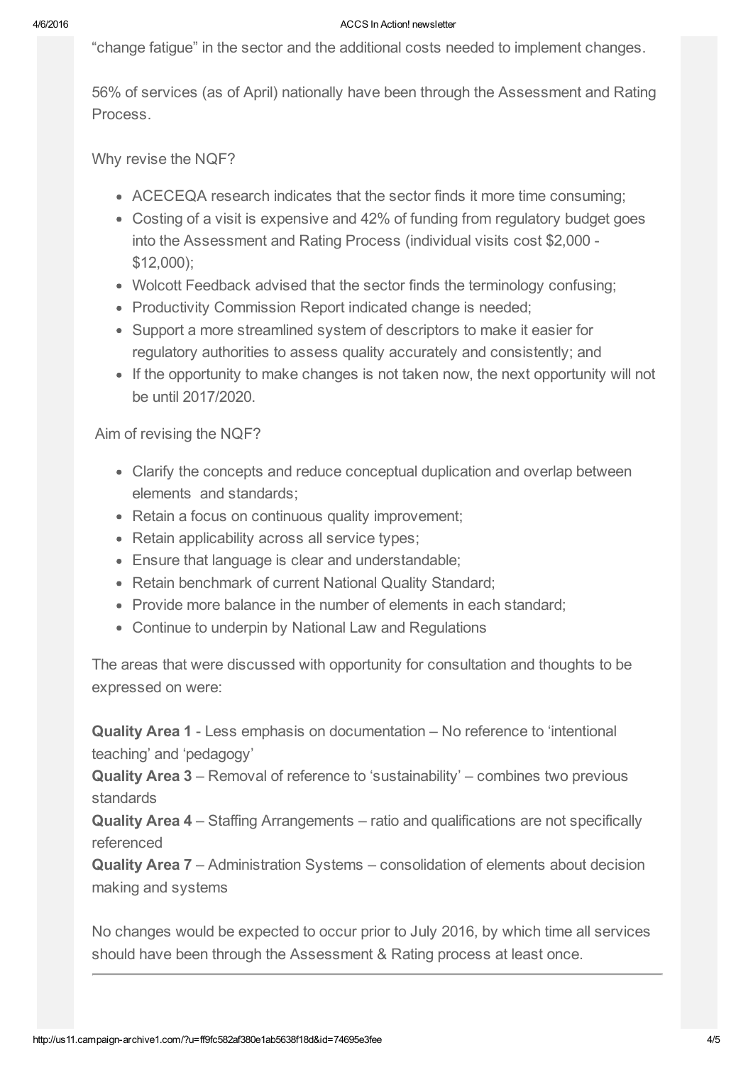"change fatigue" in the sector and the additional costs needed to implement changes.

56% of services (as of April) nationally have been through the Assessment and Rating Process.

Why revise the NQF?

- ACECEQA research indicates that the sector finds it more time consuming;
- Costing of a visit is expensive and 42% of funding from regulatory budget goes into the Assessment and Rating Process (individual visits cost $2,000 - $12,000);
- Wolcott Feedback advised that the sector finds the terminology confusing;
- Productivity Commission Report indicated change is needed;
- Support a more streamlined system of descriptors to make it easier for regulatory authorities to assess quality accurately and consistently; and
- If the opportunity to make changes is not taken now, the next opportunity will not be until 2017/2020.

Aim of revising the NQF?

- Clarify the concepts and reduce conceptual duplication and overlap between elements and standards;
- Retain a focus on continuous quality improvement;
- Retain applicability across all service types;
- Ensure that language is clear and understandable;
- Retain benchmark of current National Quality Standard;
- Provide more balance in the number of elements in each standard;
- Continue to underpin by National Law and Regulations

The areas that were discussed with opportunity for consultation and thoughts to be expressed on were:

**Quality Area 1** - Less emphasis on documentation – No reference to 'intentional teaching' and 'pedagogy'
**Quality Area 3** – Removal of reference to 'sustainability' – combines two previous standards
**Quality Area 4** – Staffing Arrangements – ratio and qualifications are not specifically referenced
**Quality Area 7** – Administration Systems – consolidation of elements about decision making and systems

No changes would be expected to occur prior to July 2016, by which time all services should have been through the Assessment & Rating process at least once.

---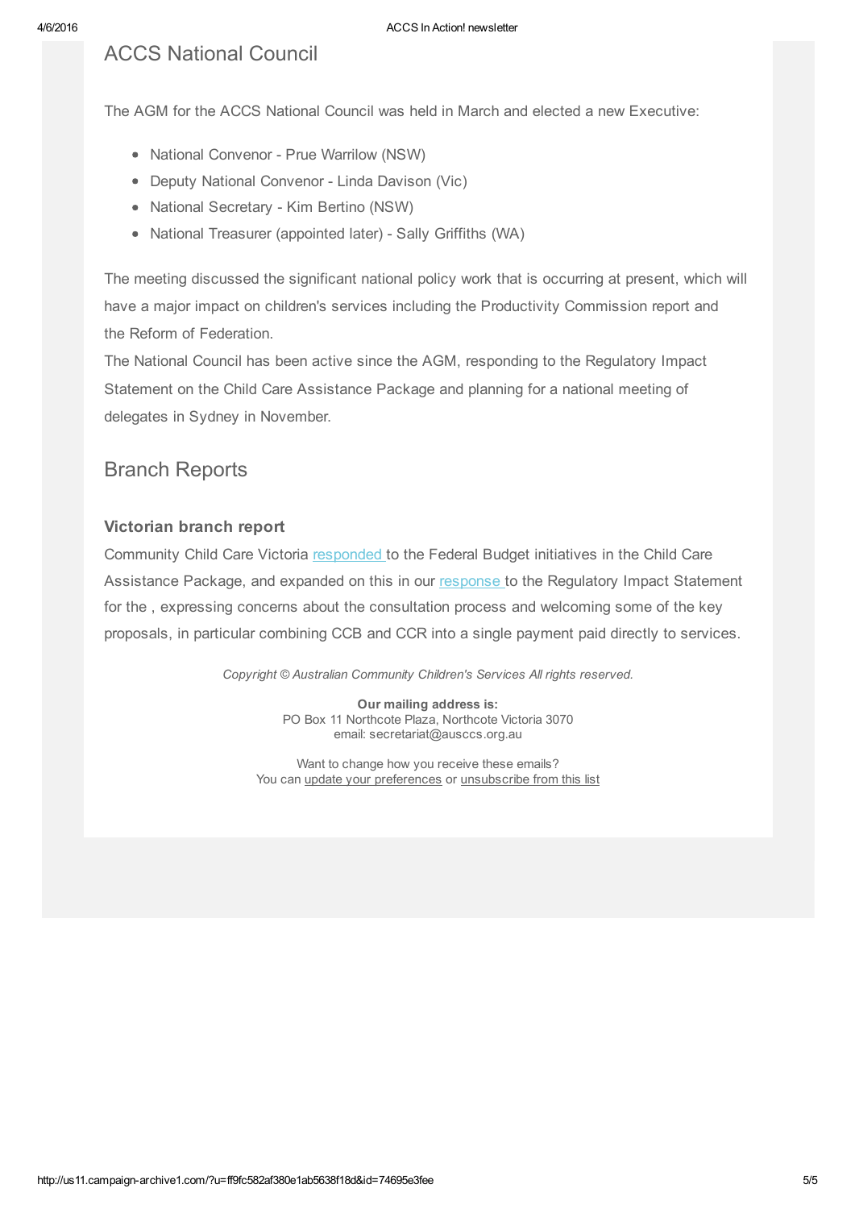## ACCS National Council

The AGM for the ACCS National Council was held in March and elected a new Executive:

- National Convenor - Prue Warrilow (NSW)
- Deputy National Convenor - Linda Davison (Vic)
- National Secretary - Kim Bertino (NSW)
- National Treasurer (appointed later) - Sally Griffiths (WA)

The meeting discussed the significant national policy work that is occurring at present, which will have a major impact on children's services including the Productivity Commission report and the Reform of Federation.

The National Council has been active since the AGM, responding to the Regulatory Impact Statement on the Child Care Assistance Package and planning for a national meeting of delegates in Sydney in November.

## Branch Reports

### Victorian branch report

Community Child Care Victoria responded to the Federal Budget initiatives in the Child Care Assistance Package, and expanded on this in our response to the Regulatory Impact Statement for the , expressing concerns about the consultation process and welcoming some of the key proposals, in particular combining CCB and CCR into a single payment paid directly to services.

*Copyright © Australian Community Children's Services All rights reserved.*

**Our mailing address is:**
PO Box 11 Northcote Plaza, Northcote Victoria 3070
email: secretariat@ausccs.org.au

Want to change how you receive these emails?
You can update your preferences or unsubscribe from this list